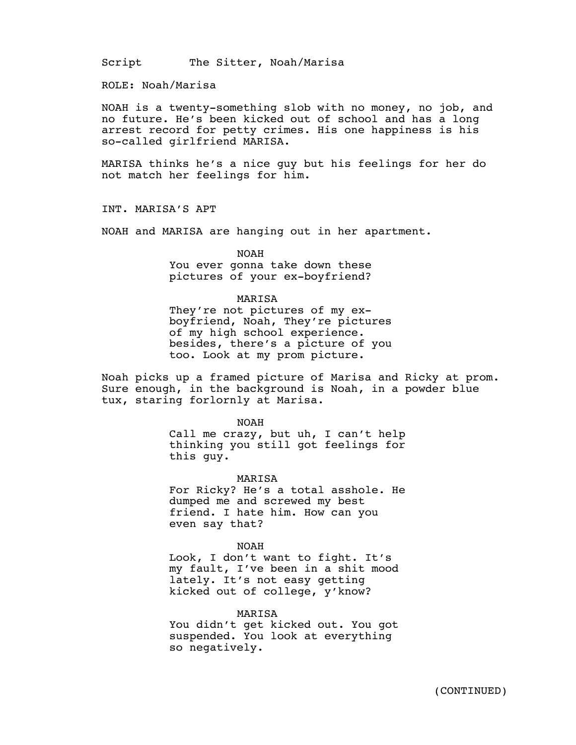Script The Sitter, Noah/Marisa

ROLE: Noah/Marisa

NOAH is a twenty-something slob with no money, no job, and no future. He's been kicked out of school and has a long arrest record for petty crimes. His one happiness is his so-called girlfriend MARISA.

MARISA thinks he's a nice guy but his feelings for her do not match her feelings for him.

INT. MARISA'S APT

NOAH and MARISA are hanging out in her apartment.

NOAH
You ever gonna take down these pictures of your ex-boyfriend?

MARISA
They're not pictures of my ex-boyfriend, Noah, They're pictures of my high school experience. besides, there's a picture of you too. Look at my prom picture.

Noah picks up a framed picture of Marisa and Ricky at prom. Sure enough, in the background is Noah, in a powder blue tux, staring forlornly at Marisa.

NOAH
Call me crazy, but uh, I can't help thinking you still got feelings for this guy.

MARISA
For Ricky? He's a total asshole. He dumped me and screwed my best friend. I hate him. How can you even say that?

NOAH
Look, I don't want to fight. It's my fault, I've been in a shit mood lately. It's not easy getting kicked out of college, y'know?

MARISA
You didn't get kicked out. You got suspended. You look at everything so negatively.

(CONTINUED)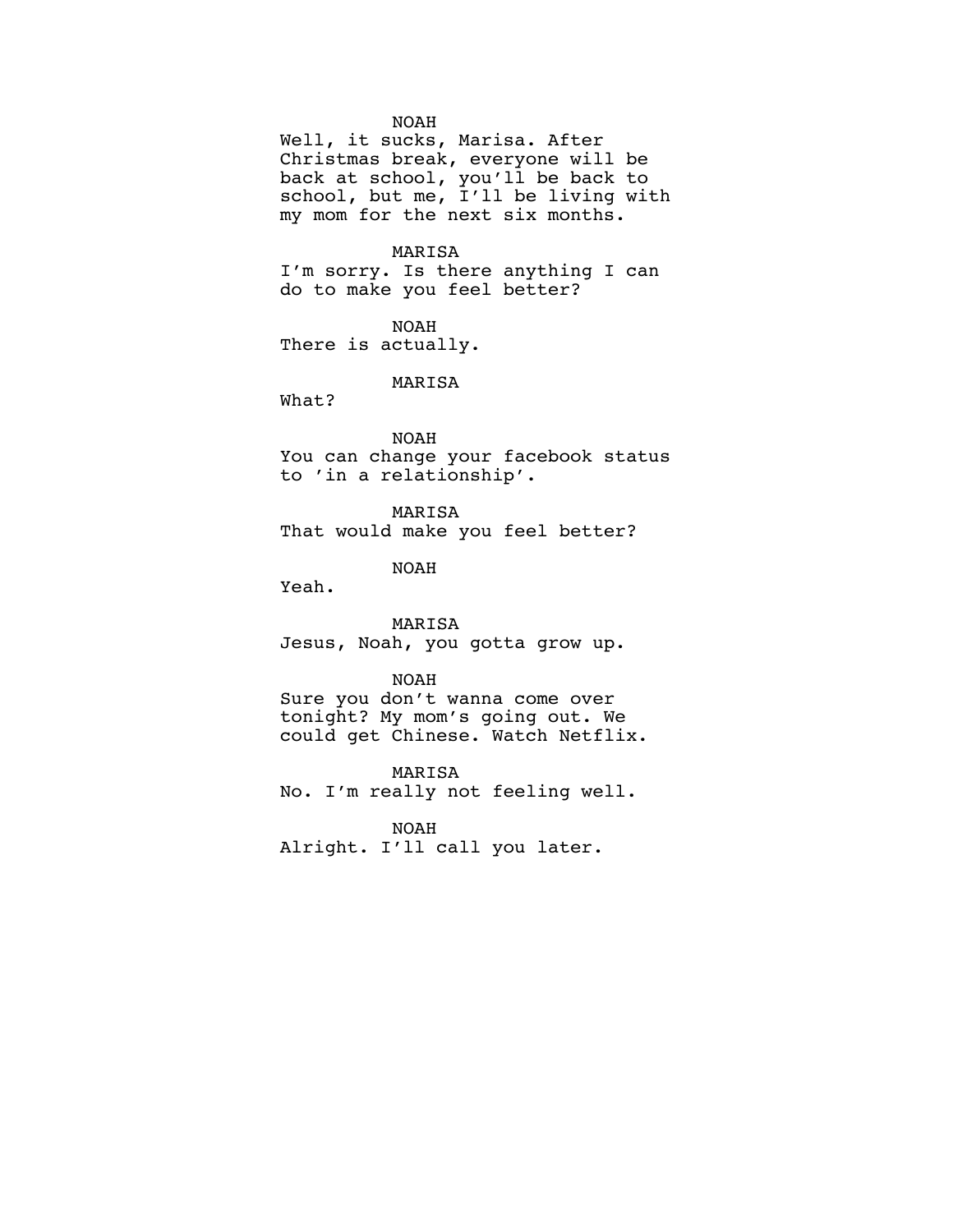NOAH

Well, it sucks, Marisa. After Christmas break, everyone will be back at school, you'll be back to school, but me, I'll be living with my mom for the next six months.

MARISA

I'm sorry. Is there anything I can do to make you feel better?

NOAH

There is actually.

MARISA

What?

NOAH

You can change your facebook status to 'in a relationship'.

MARISA

That would make you feel better?

NOAH

Yeah.

MARISA

Jesus, Noah, you gotta grow up.

NOAH

Sure you don't wanna come over tonight? My mom's going out. We could get Chinese. Watch Netflix.

MARISA

No. I'm really not feeling well.

NOAH

Alright. I'll call you later.